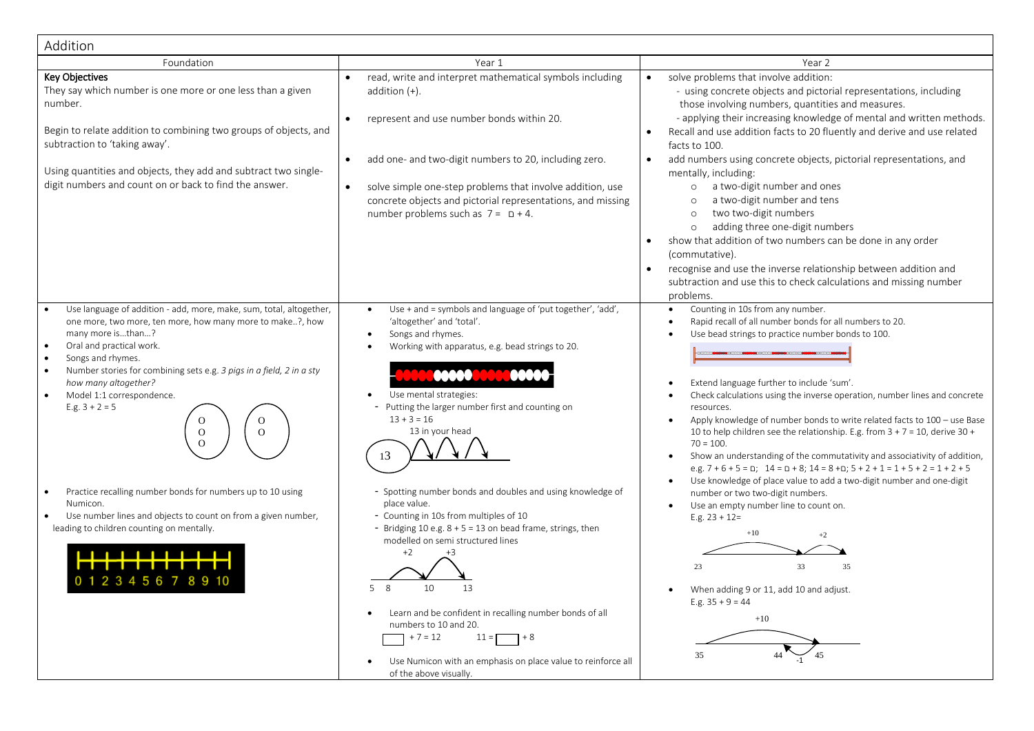# Addition

| Foundation | Year 1 | Year 2 |
| --- | --- | --- |
| **Key Objectives**<br>They say which number is one more or one less than a given number.<br><br>Begin to relate addition to combining two groups of objects, and subtraction to 'taking away'.<br><br>Using quantities and objects, they add and subtract two single-digit numbers and count on or back to find the answer. | • read, write and interpret mathematical symbols including addition (+).<br><br>• represent and use number bonds within 20.<br><br>• add one- and two-digit numbers to 20, including zero.<br><br>• solve simple one-step problems that involve addition, use concrete objects and pictorial representations, and missing number problems such as $7 = \square + 4$. | • solve problems that involve addition:<br>- using concrete objects and pictorial representations, including those involving numbers, quantities and measures.<br>- applying their increasing knowledge of mental and written methods.<br>• Recall and use addition facts to 20 fluently and derive and use related facts to 100.<br>• add numbers using concrete objects, pictorial representations, and mentally, including:<br>○ a two-digit number and ones<br>○ a two-digit number and tens<br>○ two two-digit numbers<br>○ adding three one-digit numbers<br>• show that addition of two numbers can be done in any order (commutative).<br>• recognise and use the inverse relationship between addition and subtraction and use this to check calculations and missing number problems. |
| • Use language of addition - add, more, make, sum, total, altogether, one more, two more, ten more, how many more to make..?, how many more is…than…?<br>• Oral and practical work.<br>• Songs and rhymes.<br>• Number stories for combining sets e.g. *3 pigs in a field, 2 in a sty how many altogether?*<br>• Model 1:1 correspondence.<br>E.g. $3 + 2 = 5$<br><br>• Practice recalling number bonds for numbers up to 10 using Numicon.<br>• Use number lines and objects to count on from a given number, leading to children counting on mentally.<br>0 1 2 3 4 5 6 7 8 9 10 | • Use + and = symbols and language of 'put together', 'add', 'altogether' and 'total'.<br>• Songs and rhymes.<br>• Working with apparatus, e.g. bead strings to 20.<br><br>• Use mental strategies:<br>- Putting the larger number first and counting on<br>$13 + 3 = 16$<br>13 in your head<br><br>- Spotting number bonds and doubles and using knowledge of place value.<br>- Counting in 10s from multiples of 10<br>- Bridging 10 e.g. $8 + 5 = 13$ on bead frame, strings, then modelled on semi structured lines<br>+2 +3<br>5 8 10 13<br><br>• Learn and be confident in recalling number bonds of all numbers to 10 and 20.<br>$\square + 7 = 12$ $11 = \square + 8$<br><br>• Use Numicon with an emphasis on place value to reinforce all of the above visually. | • Counting in 10s from any number.<br>• Rapid recall of all number bonds for all numbers to 20.<br>• Use bead strings to practice number bonds to 100.<br><br>• Extend language further to include 'sum'.<br>• Check calculations using the inverse operation, number lines and concrete resources.<br>• Apply knowledge of number bonds to write related facts to 100 – use Base 10 to help children see the relationship. E.g. from $3 + 7 = 10$, derive $30 + 70 = 100$.<br>• Show an understanding of the commutativity and associativity of addition, e.g. $7 + 6 + 5 = \square$; $14 = \square + 8$; $14 = 8 + \square$; $5 + 2 + 1 = 1 + 5 + 2 = 1 + 2 + 5$<br>• Use knowledge of place value to add a two-digit number and one-digit number or two two-digit numbers.<br>• Use an empty number line to count on.<br>E.g. $23 + 12 =$<br>+10 +2<br>23 33 35<br><br>• When adding 9 or 11, add 10 and adjust.<br>E.g. $35 + 9 = 44$<br>+10<br>35 44 -1 45 |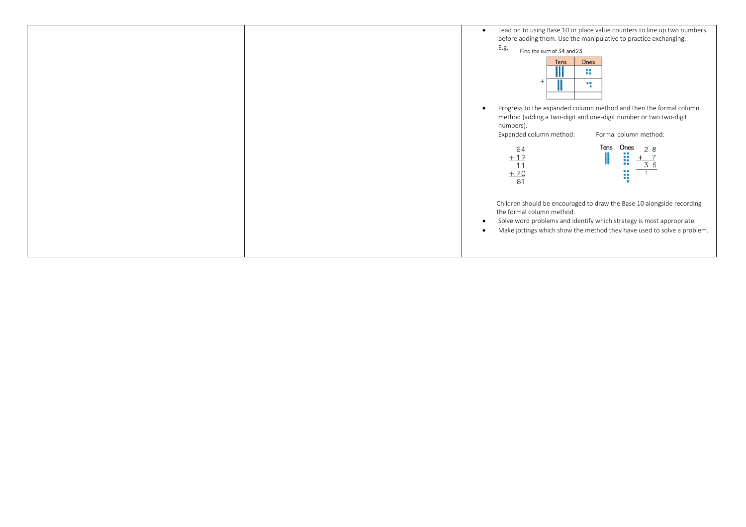| | | |
|---|---|---|
| | | • Lead on to using Base 10 or place value counters to line up two numbers before adding them. Use the manipulative to practice exchanging.<br>E.g. Find the sum of 34 and 23<br>Tens \| Ones<br>+<br>• Progress to the expanded column method and then the formal column method (adding a two-digit and one-digit number or two two-digit numbers).<br>Expanded column method: Formal column method:<br>64<br>+ 17<br>11<br>+ 70<br>81<br>Tens Ones<br>2 8<br>+ 7<br>3 5<br>1<br>Children should be encouraged to draw the Base 10 alongside recording the formal column method.<br>• Solve word problems and identify which strategy is most appropriate.<br>• Make jottings which show the method they have used to solve a problem. |